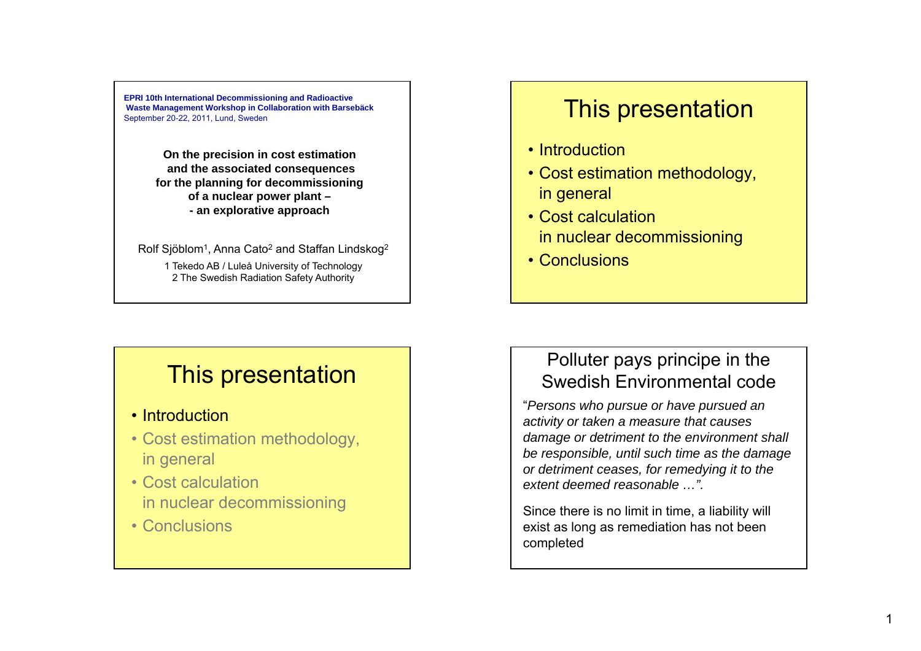EPRI 10th International Decommissioning and Radioactive Waste Management Workshop in Collaboration with Barsebäck
September 20-22, 2011, Lund, Sweden

**On the precision in cost estimation and the associated consequences for the planning for decommissioning of a nuclear power plant – - an explorative approach**

Rolf Sjöblom[1], Anna Cato[2] and Staffan Lindskog[2]

1 Tekedo AB / Luleå University of Technology
2 The Swedish Radiation Safety Authority

# This presentation

- Introduction
- Cost estimation methodology, in general
- Cost calculation in nuclear decommissioning
- Conclusions

# This presentation

- Introduction
- Cost estimation methodology, in general
- Cost calculation in nuclear decommissioning
- Conclusions

# Polluter pays principe in the Swedish Environmental code

"*Persons who pursue or have pursued an activity or taken a measure that causes damage or detriment to the environment shall be responsible, until such time as the damage or detriment ceases, for remedying it to the extent deemed reasonable …".*

Since there is no limit in time, a liability will exist as long as remediation has not been completed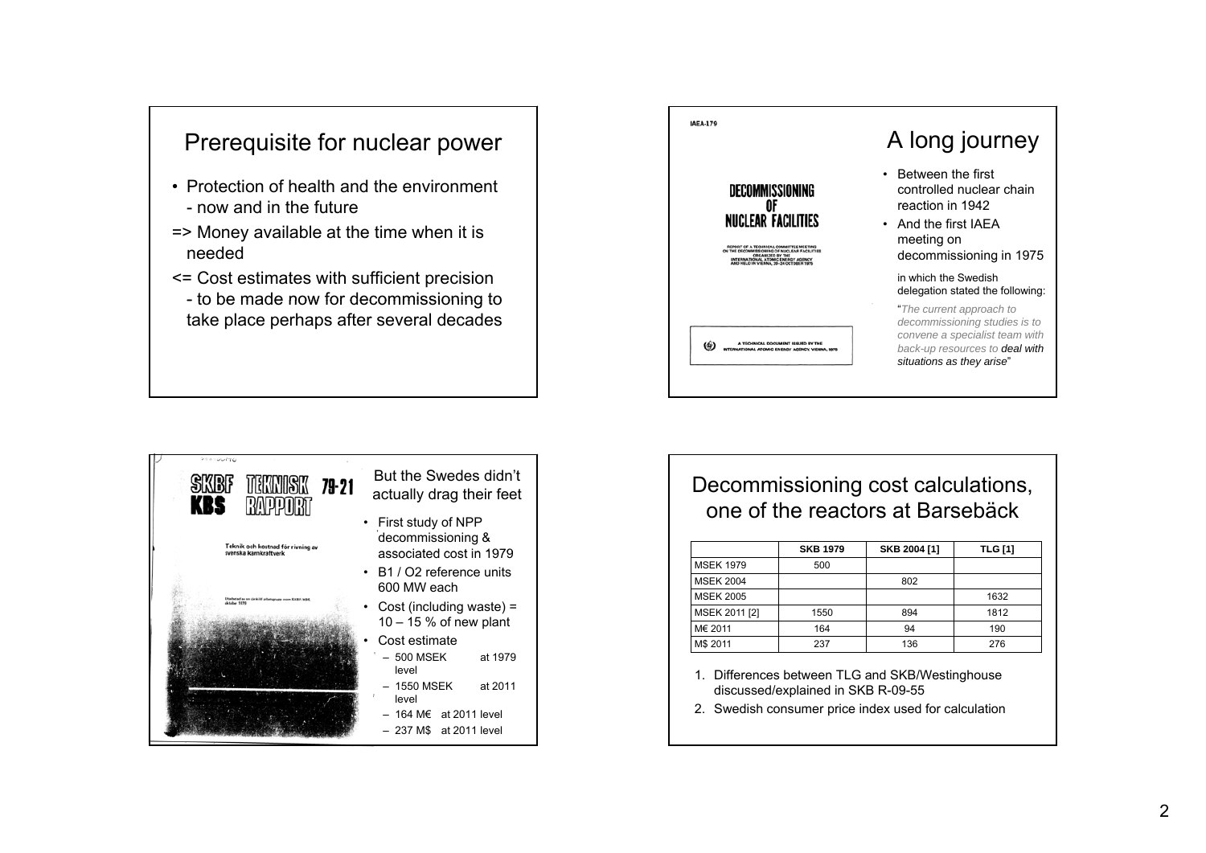## Prerequisite for nuclear power

- Protection of health and the environment
  - now and in the future

=> Money available at the time when it is needed

<= Cost estimates with sufficient precision
  - to be made now for decommissioning to take place perhaps after several decades

## A long journey

IAEA-179

**DECOMMISSIONING OF NUCLEAR FACILITIES**

REPORT OF A TECHNICAL COMMITTEE MEETING ON THE DECOMMISSIONING OF NUCLEAR FACILITIES ORGANIZED BY THE INTERNATIONAL ATOMIC ENERGY AGENCY AND HELD IN VIENNA, 20–24 OCTOBER 1975

A TECHNICAL DOCUMENT ISSUED BY THE INTERNATIONAL ATOMIC ENERGY AGENCY, VIENNA, 1975

- Between the first controlled nuclear chain reaction in 1942
- And the first IAEA meeting on decommissioning in 1975

in which the Swedish delegation stated the following:

"*The current approach to decommissioning studies is to convene a specialist team with back-up resources to* ***deal with situations as they arise***"

## But the Swedes didn't actually drag their feet

SKBF KBS TEKNISK RAPPORT 79-21

Teknik och kostnad för rivning av svenska kärnkraftverk

- First study of NPP decommissioning & associated cost in 1979
- B1 / O2 reference units 600 MW each
- Cost (including waste) = 10 – 15 % of new plant
- Cost estimate
  - 500 MSEK at 1979 level
  - 1550 MSEK at 2011 level
  - 164 M€ at 2011 level
  - 237 M$ at 2011 level

## Decommissioning cost calculations, one of the reactors at Barsebäck

| | SKB 1979 | SKB 2004 [1] | TLG [1] |
|---|---|---|---|
| MSEK 1979 | 500 | | |
| MSEK 2004 | | 802 | |
| MSEK 2005 | | | 1632 |
| MSEK 2011 [2] | 1550 | 894 | 1812 |
| M€ 2011 | 164 | 94 | 190 |
| M$ 2011 | 237 | 136 | 276 |

1. Differences between TLG and SKB/Westinghouse discussed/explained in SKB R-09-55
2. Swedish consumer price index used for calculation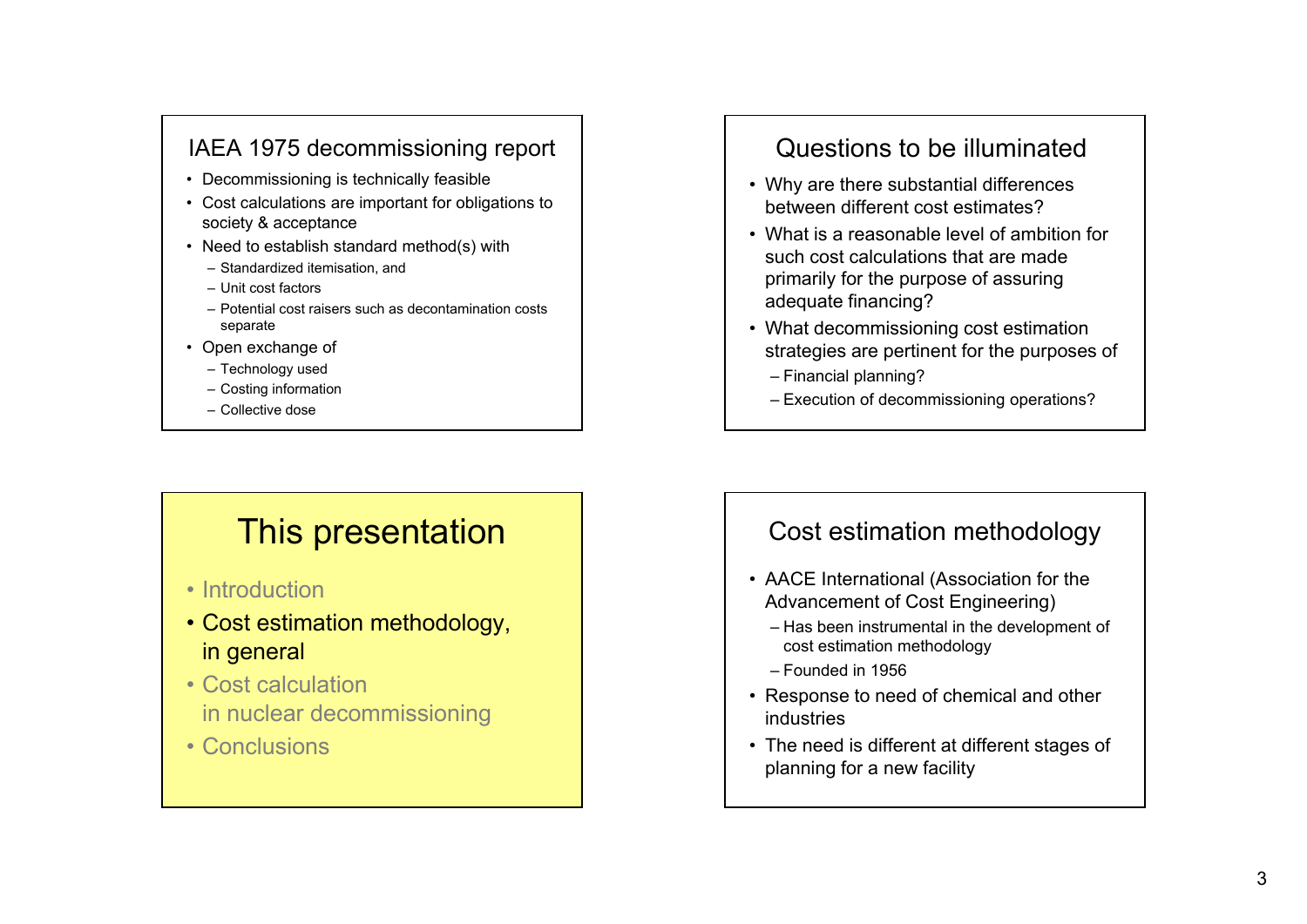## IAEA 1975 decommissioning report

- Decommissioning is technically feasible
- Cost calculations are important for obligations to society & acceptance
- Need to establish standard method(s) with
  - Standardized itemisation, and
  - Unit cost factors
  - Potential cost raisers such as decontamination costs separate
- Open exchange of
  - Technology used
  - Costing information
  - Collective dose

## Questions to be illuminated

- Why are there substantial differences between different cost estimates?
- What is a reasonable level of ambition for such cost calculations that are made primarily for the purpose of assuring adequate financing?
- What decommissioning cost estimation strategies are pertinent for the purposes of
  - Financial planning?
  - Execution of decommissioning operations?

## This presentation

- Introduction
- Cost estimation methodology, in general
- Cost calculation in nuclear decommissioning
- Conclusions

## Cost estimation methodology

- AACE International (Association for the Advancement of Cost Engineering)
  - Has been instrumental in the development of cost estimation methodology
  - Founded in 1956
- Response to need of chemical and other industries
- The need is different at different stages of planning for a new facility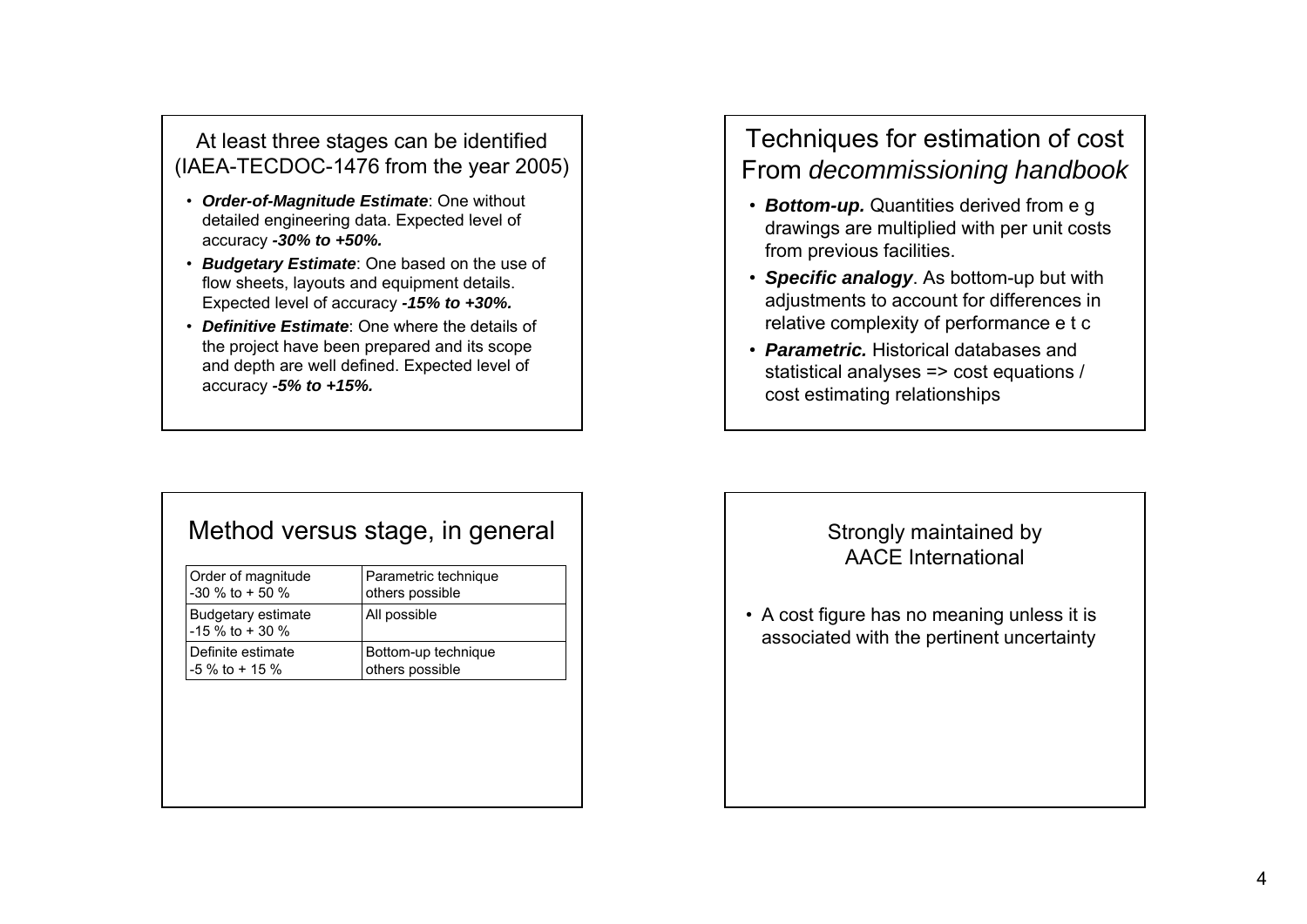## At least three stages can be identified (IAEA-TECDOC-1476 from the year 2005)

- ***Order-of-Magnitude Estimate***: One without detailed engineering data. Expected level of accuracy ***-30% to +50%.***
- ***Budgetary Estimate***: One based on the use of flow sheets, layouts and equipment details. Expected level of accuracy ***-15% to +30%.***
- ***Definitive Estimate***: One where the details of the project have been prepared and its scope and depth are well defined. Expected level of accuracy ***-5% to +15%.***

## Techniques for estimation of cost From *decommissioning handbook*

- ***Bottom-up.*** Quantities derived from e g drawings are multiplied with per unit costs from previous facilities.
- ***Specific analogy***. As bottom-up but with adjustments to account for differences in relative complexity of performance e t c
- ***Parametric.*** Historical databases and statistical analyses => cost equations / cost estimating relationships

## Method versus stage, in general

| Stage | Method |
| --- | --- |
| Order of magnitude<br>-30 % to + 50 % | Parametric technique<br>others possible |
| Budgetary estimate<br>-15 % to + 30 % | All possible |
| Definite estimate<br>-5 % to + 15 % | Bottom-up technique<br>others possible |

## Strongly maintained by AACE International

- A cost figure has no meaning unless it is associated with the pertinent uncertainty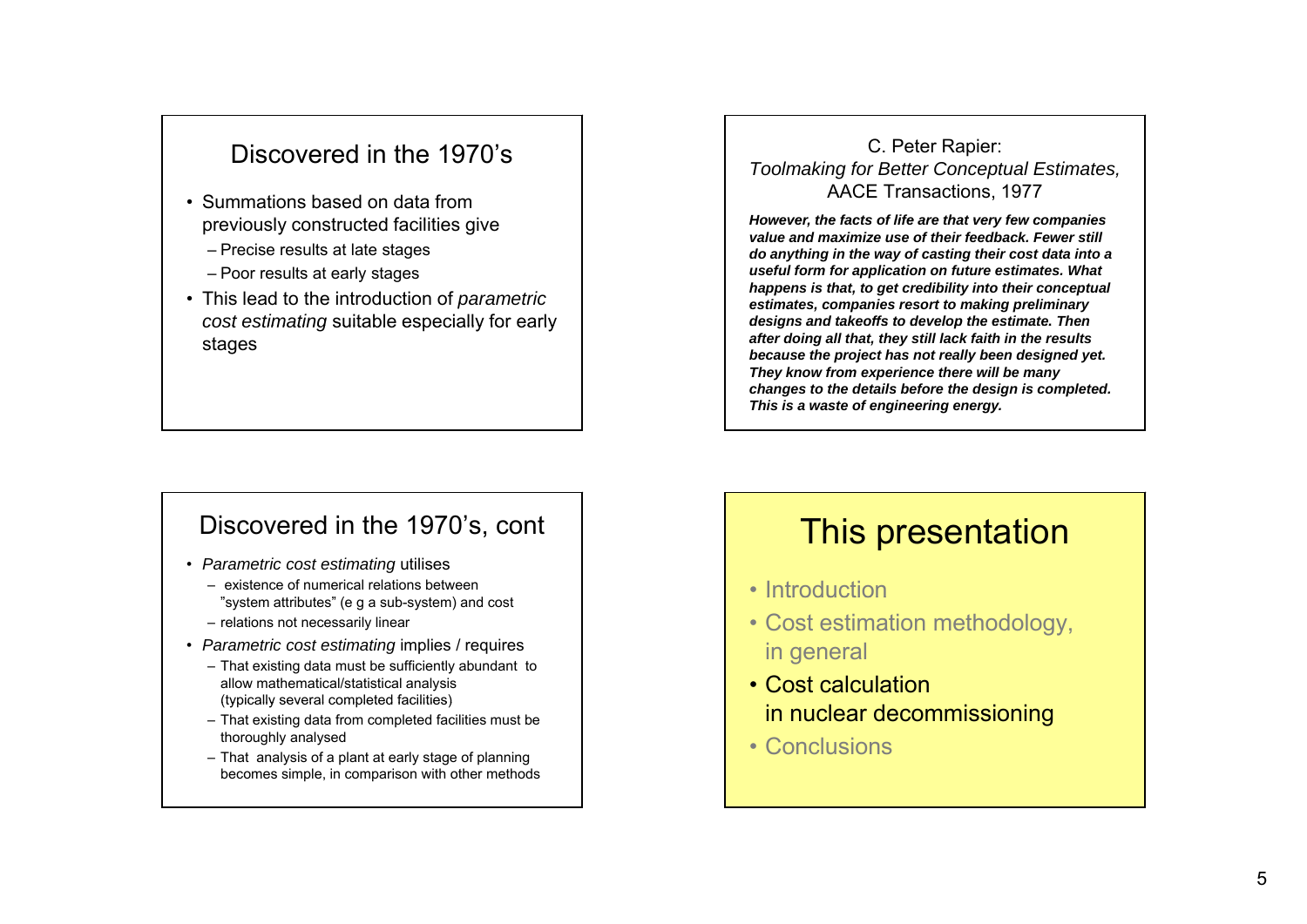## Discovered in the 1970's

- Summations based on data from previously constructed facilities give
  - Precise results at late stages
  - Poor results at early stages
- This lead to the introduction of *parametric cost estimating* suitable especially for early stages

## C. Peter Rapier: *Toolmaking for Better Conceptual Estimates,* AACE Transactions, 1977

***However, the facts of life are that very few companies value and maximize use of their feedback. Fewer still do anything in the way of casting their cost data into a useful form for application on future estimates. What happens is that, to get credibility into their conceptual estimates, companies resort to making preliminary designs and takeoffs to develop the estimate. Then after doing all that, they still lack faith in the results because the project has not really been designed yet. They know from experience there will be many changes to the details before the design is completed. This is a waste of engineering energy.***

## Discovered in the 1970's, cont

- *Parametric cost estimating* utilises
  - existence of numerical relations between "system attributes" (e g a sub-system) and cost
  - relations not necessarily linear
- *Parametric cost estimating* implies / requires
  - That existing data must be sufficiently abundant to allow mathematical/statistical analysis (typically several completed facilities)
  - That existing data from completed facilities must be thoroughly analysed
  - That analysis of a plant at early stage of planning becomes simple, in comparison with other methods

## This presentation

- Introduction
- Cost estimation methodology, in general
- Cost calculation in nuclear decommissioning
- Conclusions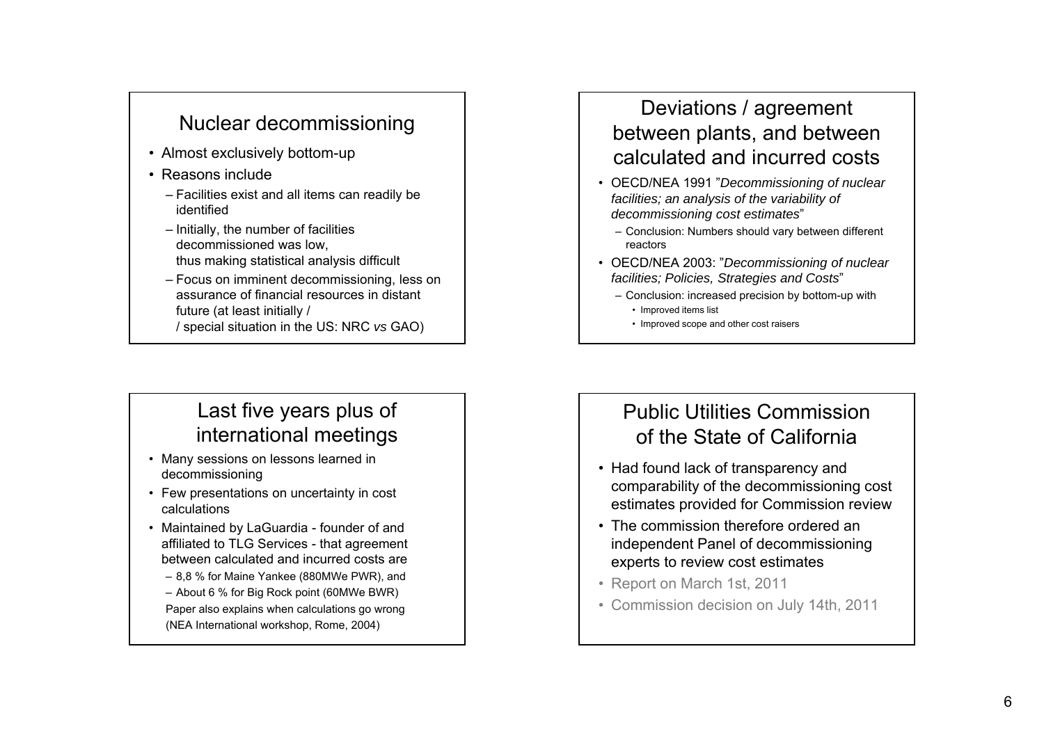## Nuclear decommissioning

- Almost exclusively bottom-up
- Reasons include
  - Facilities exist and all items can readily be identified
  - Initially, the number of facilities decommissioned was low, thus making statistical analysis difficult
  - Focus on imminent decommissioning, less on assurance of financial resources in distant future (at least initially / / special situation in the US: NRC *vs* GAO)

## Deviations / agreement between plants, and between calculated and incurred costs

- OECD/NEA 1991 "*Decommissioning of nuclear facilities; an analysis of the variability of decommissioning cost estimates*"
  - Conclusion: Numbers should vary between different reactors
- OECD/NEA 2003: "*Decommissioning of nuclear facilities; Policies, Strategies and Costs*"
  - Conclusion: increased precision by bottom-up with
    - Improved items list
    - Improved scope and other cost raisers

## Last five years plus of international meetings

- Many sessions on lessons learned in decommissioning
- Few presentations on uncertainty in cost calculations
- Maintained by LaGuardia - founder of and affiliated to TLG Services - that agreement between calculated and incurred costs are
  - 8,8 % for Maine Yankee (880MWe PWR), and
  - About 6 % for Big Rock point (60MWe BWR)

  Paper also explains when calculations go wrong (NEA International workshop, Rome, 2004)

## Public Utilities Commission of the State of California

- Had found lack of transparency and comparability of the decommissioning cost estimates provided for Commission review
- The commission therefore ordered an independent Panel of decommissioning experts to review cost estimates
- Report on March 1st, 2011
- Commission decision on July 14th, 2011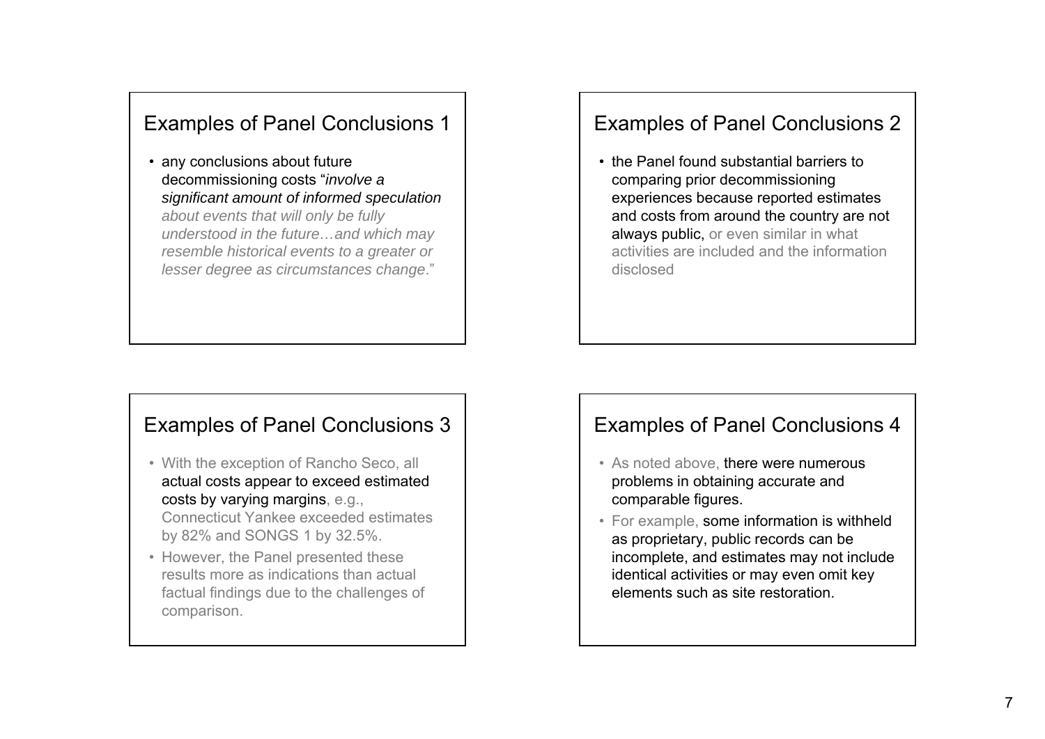## Examples of Panel Conclusions 1

- any conclusions about future decommissioning costs "*involve a significant amount of informed speculation about events that will only be fully understood in the future…and which may resemble historical events to a greater or lesser degree as circumstances change*."

## Examples of Panel Conclusions 2

- the Panel found substantial barriers to comparing prior decommissioning experiences because reported estimates and costs from around the country are not always public, or even similar in what activities are included and the information disclosed

## Examples of Panel Conclusions 3

- With the exception of Rancho Seco, all actual costs appear to exceed estimated costs by varying margins, e.g., Connecticut Yankee exceeded estimates by 82% and SONGS 1 by 32.5%.
- However, the Panel presented these results more as indications than actual factual findings due to the challenges of comparison.

## Examples of Panel Conclusions 4

- As noted above, there were numerous problems in obtaining accurate and comparable figures.
- For example, some information is withheld as proprietary, public records can be incomplete, and estimates may not include identical activities or may even omit key elements such as site restoration.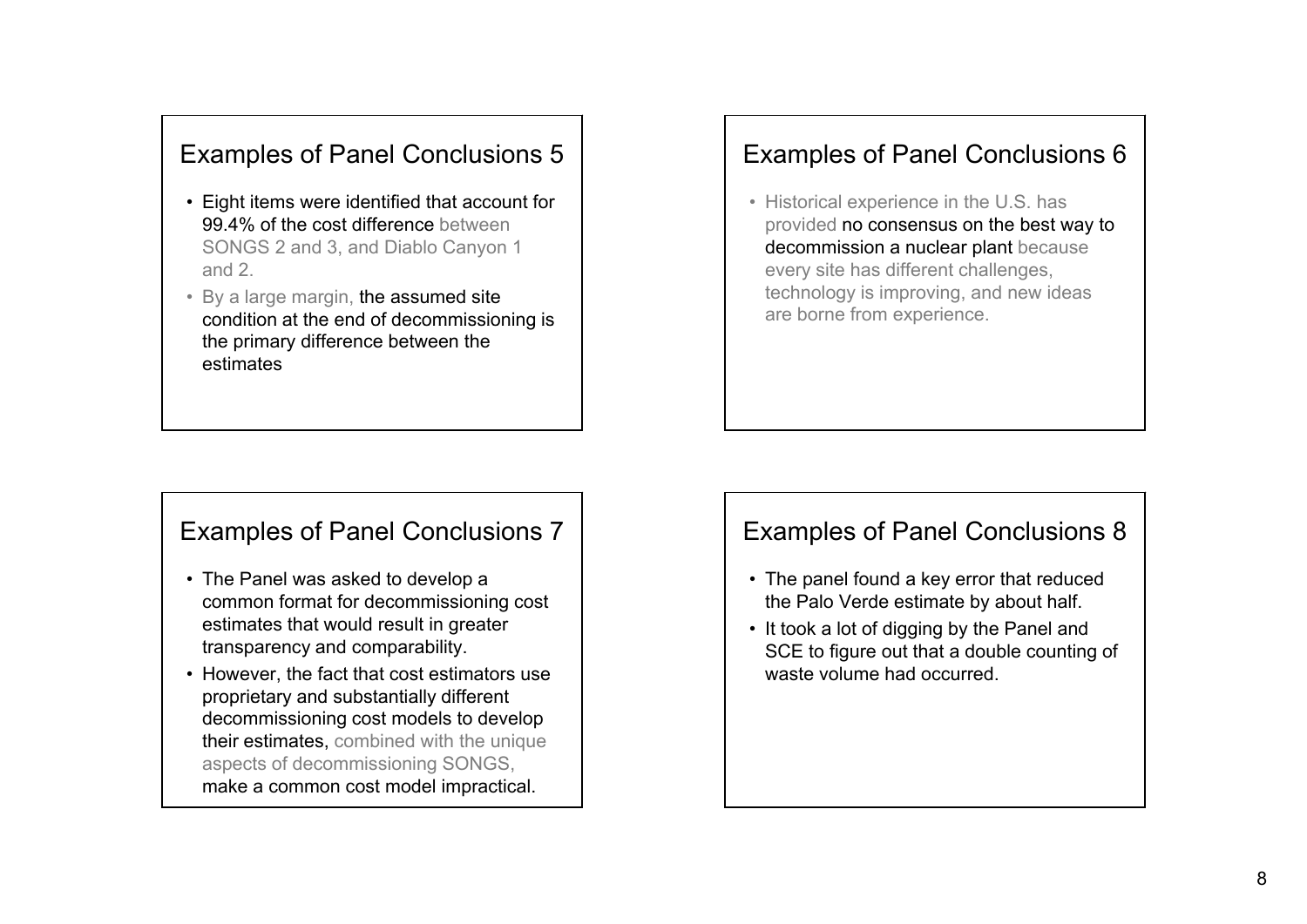## Examples of Panel Conclusions 5

- Eight items were identified that account for 99.4% of the cost difference between SONGS 2 and 3, and Diablo Canyon 1 and 2.
- By a large margin, the assumed site condition at the end of decommissioning is the primary difference between the estimates

## Examples of Panel Conclusions 6

- Historical experience in the U.S. has provided no consensus on the best way to decommission a nuclear plant because every site has different challenges, technology is improving, and new ideas are borne from experience.

## Examples of Panel Conclusions 7

- The Panel was asked to develop a common format for decommissioning cost estimates that would result in greater transparency and comparability.
- However, the fact that cost estimators use proprietary and substantially different decommissioning cost models to develop their estimates, combined with the unique aspects of decommissioning SONGS, make a common cost model impractical.

## Examples of Panel Conclusions 8

- The panel found a key error that reduced the Palo Verde estimate by about half.
- It took a lot of digging by the Panel and SCE to figure out that a double counting of waste volume had occurred.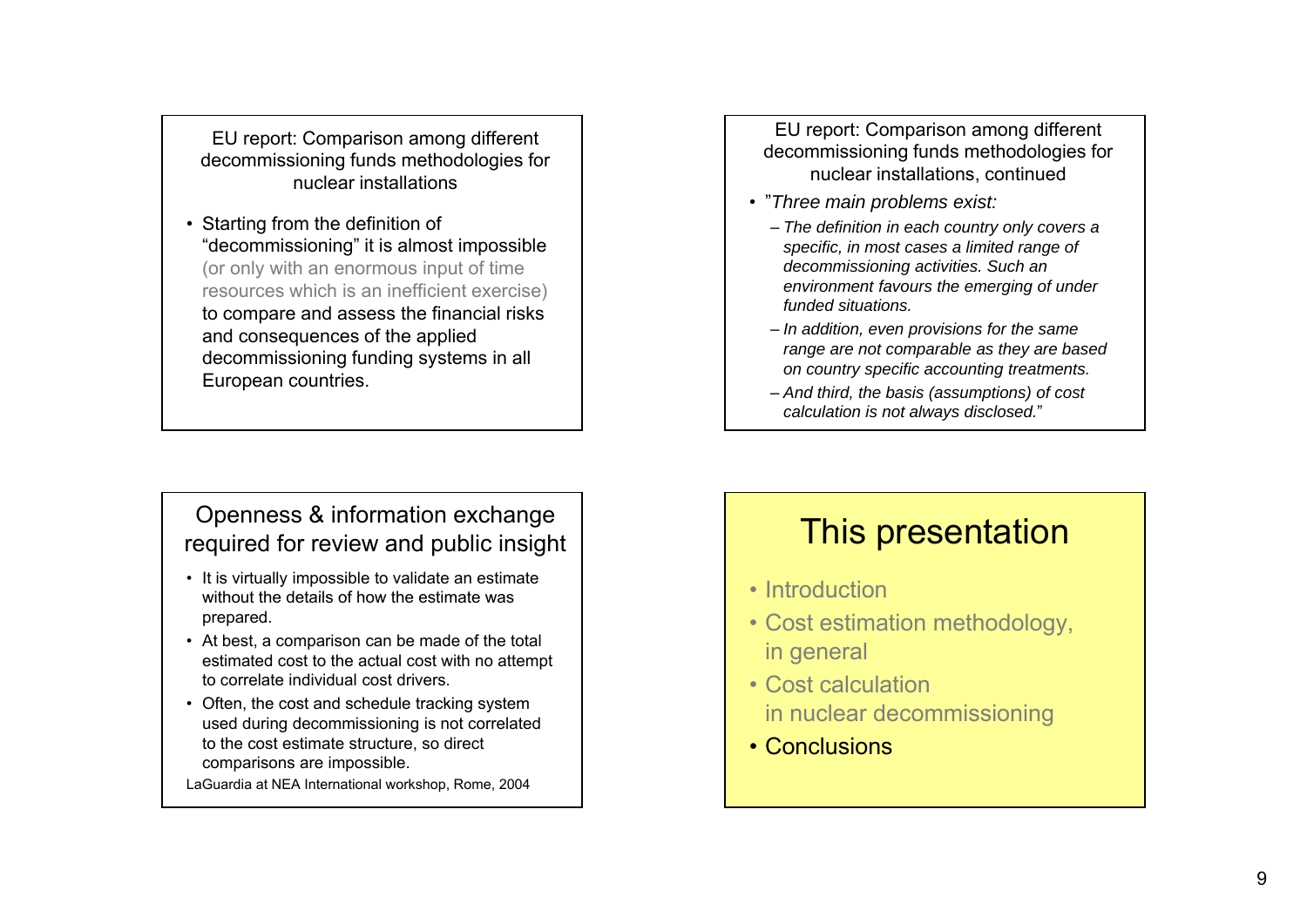## EU report: Comparison among different decommissioning funds methodologies for nuclear installations

- Starting from the definition of "decommissioning" it is almost impossible (or only with an enormous input of time resources which is an inefficient exercise) to compare and assess the financial risks and consequences of the applied decommissioning funding systems in all European countries.

## EU report: Comparison among different decommissioning funds methodologies for nuclear installations, continued

- "*Three main problems exist:*
  - *The definition in each country only covers a specific, in most cases a limited range of decommissioning activities. Such an environment favours the emerging of under funded situations.*
  - *In addition, even provisions for the same range are not comparable as they are based on country specific accounting treatments.*
  - *And third, the basis (assumptions) of cost calculation is not always disclosed.*"

## Openness & information exchange required for review and public insight

- It is virtually impossible to validate an estimate without the details of how the estimate was prepared.
- At best, a comparison can be made of the total estimated cost to the actual cost with no attempt to correlate individual cost drivers.
- Often, the cost and schedule tracking system used during decommissioning is not correlated to the cost estimate structure, so direct comparisons are impossible.

LaGuardia at NEA International workshop, Rome, 2004

## This presentation

- Introduction
- Cost estimation methodology, in general
- Cost calculation in nuclear decommissioning
- **Conclusions**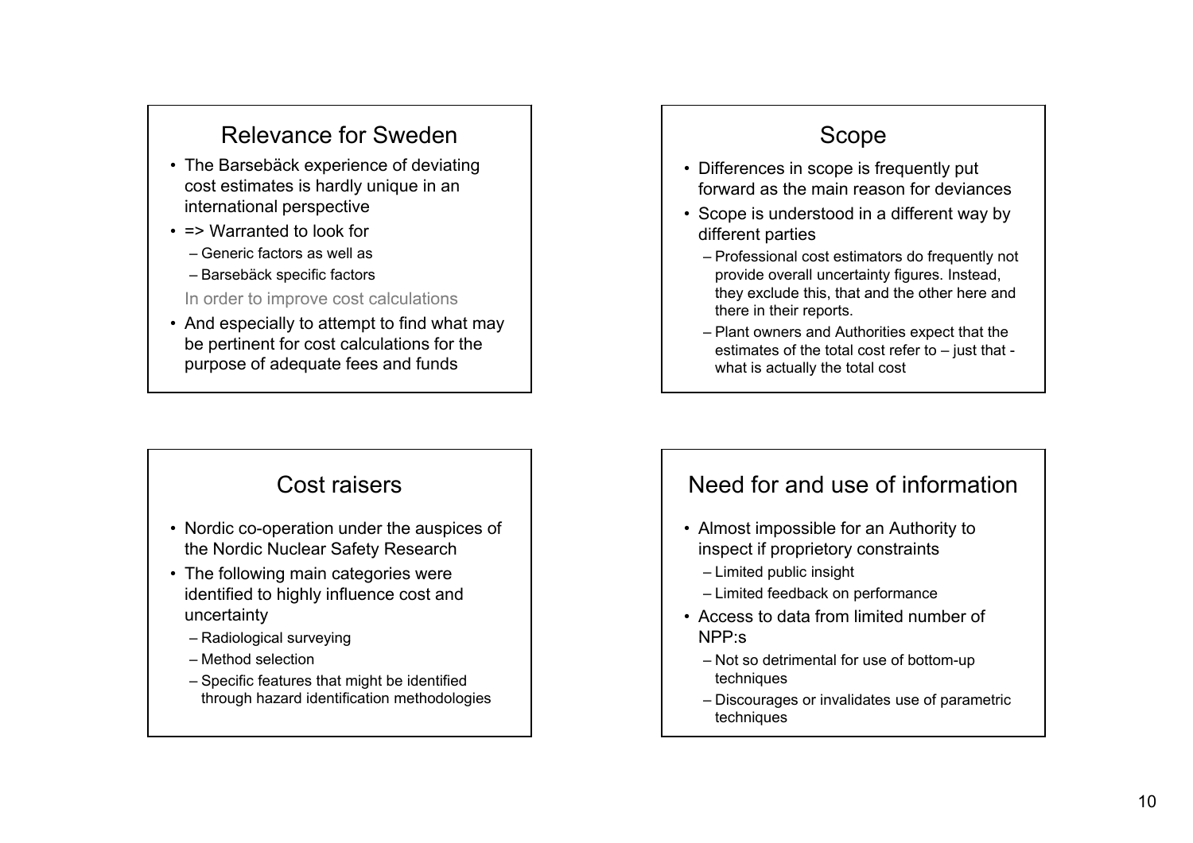## Relevance for Sweden

- The Barsebäck experience of deviating cost estimates is hardly unique in an international perspective
- => Warranted to look for
  - Generic factors as well as
  - Barsebäck specific factors

  In order to improve cost calculations
- And especially to attempt to find what may be pertinent for cost calculations for the purpose of adequate fees and funds

## Scope

- Differences in scope is frequently put forward as the main reason for deviances
- Scope is understood in a different way by different parties
  - Professional cost estimators do frequently not provide overall uncertainty figures. Instead, they exclude this, that and the other here and there in their reports.
  - Plant owners and Authorities expect that the estimates of the total cost refer to – just that - what is actually the total cost

## Cost raisers

- Nordic co-operation under the auspices of the Nordic Nuclear Safety Research
- The following main categories were identified to highly influence cost and uncertainty
  - Radiological surveying
  - Method selection
  - Specific features that might be identified through hazard identification methodologies

## Need for and use of information

- Almost impossible for an Authority to inspect if proprietory constraints
  - Limited public insight
  - Limited feedback on performance
- Access to data from limited number of NPP:s
  - Not so detrimental for use of bottom-up techniques
  - Discourages or invalidates use of parametric techniques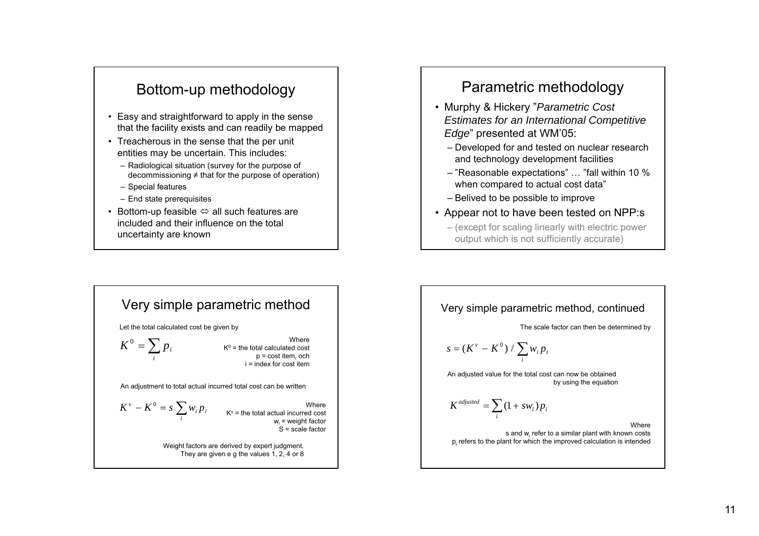## Bottom-up methodology

- Easy and straightforward to apply in the sense that the facility exists and can readily be mapped
- Treacherous in the sense that the per unit entities may be uncertain. This includes:
  - Radiological situation (survey for the purpose of decommissioning ≠ that for the purpose of operation)
  - Special features
  - End state prerequisites
- Bottom-up feasible ⇔ all such features are included and their influence on the total uncertainty are known

## Parametric methodology

- Murphy & Hickery "*Parametric Cost Estimates for an International Competitive Edge*" presented at WM'05:
  - Developed for and tested on nuclear research and technology development facilities
  - "Reasonable expectations" … "fall within 10 % when compared to actual cost data"
  - Belived to be possible to improve
- Appear not to have been tested on NPP:s
  - (except for scaling linearly with electric power output which is not sufficiently accurate)

## Very simple parametric method

Let the total calculated cost be given by

$$K^0 = \sum_i p_i$$

Where
$K^0$ = the total calculated cost
p = cost item, och
i = index for cost item

An adjustment to total actual incurred total cost can be written

$$K^v - K^0 = s \sum_i w_i p_i$$

Where
$K^v$ = the total actual incurred cost
$w_i$ = weight factor
S = scale factor

Weight factors are derived by expert judgment. They are given e g the values 1, 2, 4 or 8

## Very simple parametric method, continued

The scale factor can then be determined by

$$s = (K^v - K^0) / \sum_i w_i p_i$$

An adjusted value for the total cost can now be obtained by using the equation

$$K^{adjusted} = \sum_i (1 + s w_i) p_i$$

Where
s and $w_i$ refer to a similar plant with known costs
$p_i$ refers to the plant for which the improved calculation is intended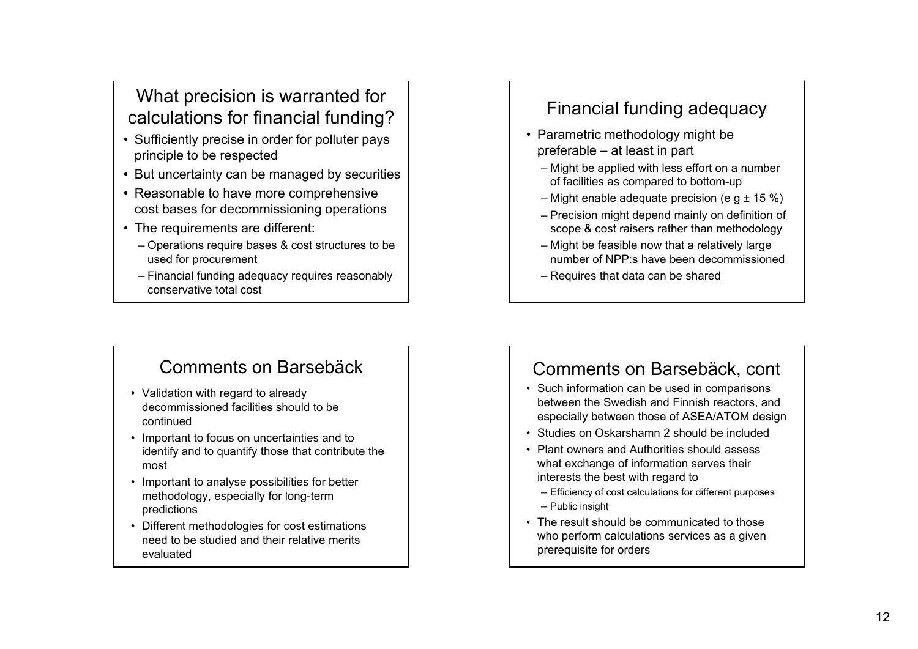## What precision is warranted for calculations for financial funding?

- Sufficiently precise in order for polluter pays principle to be respected
- But uncertainty can be managed by securities
- Reasonable to have more comprehensive cost bases for decommissioning operations
- The requirements are different:
  - Operations require bases & cost structures to be used for procurement
  - Financial funding adequacy requires reasonably conservative total cost

## Financial funding adequacy

- Parametric methodology might be preferable – at least in part
  - Might be applied with less effort on a number of facilities as compared to bottom-up
  - Might enable adequate precision (e g ± 15 %)
  - Precision might depend mainly on definition of scope & cost raisers rather than methodology
  - Might be feasible now that a relatively large number of NPP:s have been decommissioned
  - Requires that data can be shared

## Comments on Barsebäck

- Validation with regard to already decommissioned facilities should to be continued
- Important to focus on uncertainties and to identify and to quantify those that contribute the most
- Important to analyse possibilities for better methodology, especially for long-term predictions
- Different methodologies for cost estimations need to be studied and their relative merits evaluated

## Comments on Barsebäck, cont

- Such information can be used in comparisons between the Swedish and Finnish reactors, and especially between those of ASEA/ATOM design
- Studies on Oskarshamn 2 should be included
- Plant owners and Authorities should assess what exchange of information serves their interests the best with regard to
  - Efficiency of cost calculations for different purposes
  - Public insight
- The result should be communicated to those who perform calculations services as a given prerequisite for orders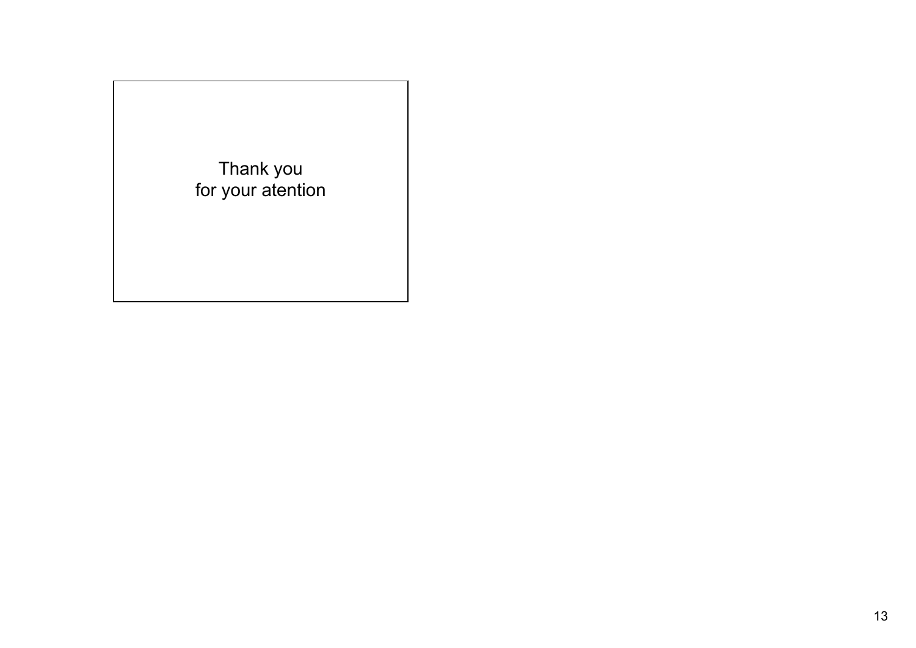Thank you
for your atention